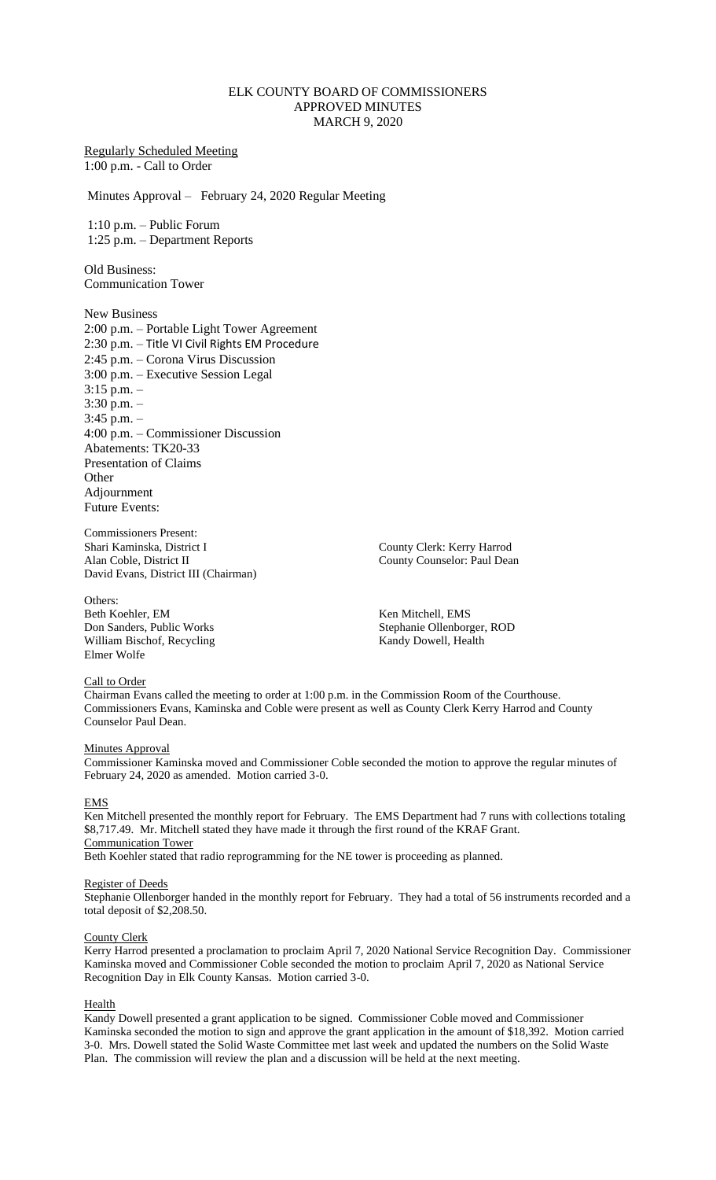# ELK COUNTY BOARD OF COMMISSIONERS
## APPROVED MINUTES
## MARCH 9, 2020

Regularly Scheduled Meeting
1:00 p.m. - Call to Order

Minutes Approval – February 24, 2020 Regular Meeting

1:10 p.m. – Public Forum
1:25 p.m. – Department Reports

Old Business:
Communication Tower

New Business
2:00 p.m. – Portable Light Tower Agreement
2:30 p.m. – Title VI Civil Rights EM Procedure
2:45 p.m. – Corona Virus Discussion
3:00 p.m. – Executive Session Legal
3:15 p.m. –
3:30 p.m. –
3:45 p.m. –
4:00 p.m. – Commissioner Discussion
Abatements: TK20-33
Presentation of Claims
Other
Adjournment
Future Events:

Commissioners Present:
Shari Kaminska, District I
Alan Coble, District II
David Evans, District III (Chairman)

County Clerk: Kerry Harrod
County Counselor: Paul Dean

Others:
Beth Koehler, EM
Don Sanders, Public Works
William Bischof, Recycling
Elmer Wolfe
Ken Mitchell, EMS
Stephanie Ollenborger, ROD
Kandy Dowell, Health

Call to Order
Chairman Evans called the meeting to order at 1:00 p.m. in the Commission Room of the Courthouse. Commissioners Evans, Kaminska and Coble were present as well as County Clerk Kerry Harrod and County Counselor Paul Dean.

Minutes Approval
Commissioner Kaminska moved and Commissioner Coble seconded the motion to approve the regular minutes of February 24, 2020 as amended. Motion carried 3-0.

EMS
Ken Mitchell presented the monthly report for February. The EMS Department had 7 runs with collections totaling $8,717.49. Mr. Mitchell stated they have made it through the first round of the KRAF Grant.
Communication Tower
Beth Koehler stated that radio reprogramming for the NE tower is proceeding as planned.

Register of Deeds
Stephanie Ollenborger handed in the monthly report for February. They had a total of 56 instruments recorded and a total deposit of $2,208.50.

County Clerk
Kerry Harrod presented a proclamation to proclaim April 7, 2020 National Service Recognition Day. Commissioner Kaminska moved and Commissioner Coble seconded the motion to proclaim April 7, 2020 as National Service Recognition Day in Elk County Kansas. Motion carried 3-0.

Health
Kandy Dowell presented a grant application to be signed. Commissioner Coble moved and Commissioner Kaminska seconded the motion to sign and approve the grant application in the amount of $18,392. Motion carried 3-0. Mrs. Dowell stated the Solid Waste Committee met last week and updated the numbers on the Solid Waste Plan. The commission will review the plan and a discussion will be held at the next meeting.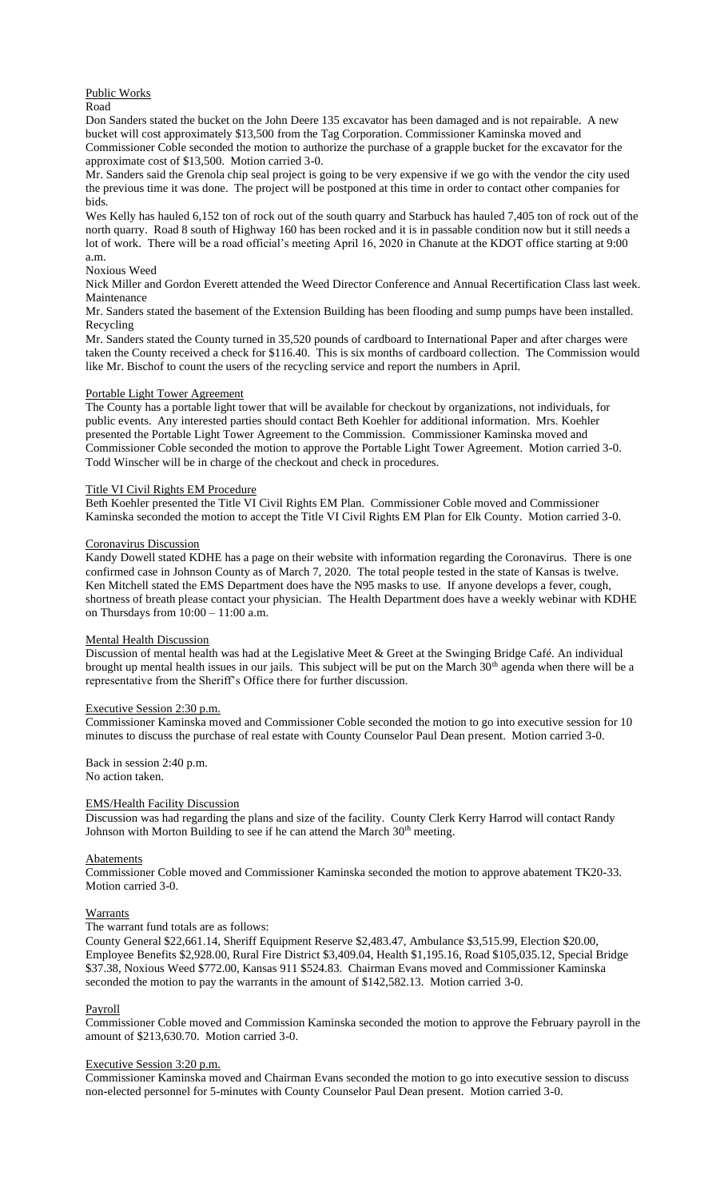## Public Works

### Road

Don Sanders stated the bucket on the John Deere 135 excavator has been damaged and is not repairable. A new bucket will cost approximately $13,500 from the Tag Corporation. Commissioner Kaminska moved and Commissioner Coble seconded the motion to authorize the purchase of a grapple bucket for the excavator for the approximate cost of $13,500. Motion carried 3-0.

Mr. Sanders said the Grenola chip seal project is going to be very expensive if we go with the vendor the city used the previous time it was done. The project will be postponed at this time in order to contact other companies for bids.

Wes Kelly has hauled 6,152 ton of rock out of the south quarry and Starbuck has hauled 7,405 ton of rock out of the north quarry. Road 8 south of Highway 160 has been rocked and it is in passable condition now but it still needs a lot of work. There will be a road official's meeting April 16, 2020 in Chanute at the KDOT office starting at 9:00 a.m.

### Noxious Weed

Nick Miller and Gordon Everett attended the Weed Director Conference and Annual Recertification Class last week.

### Maintenance

Mr. Sanders stated the basement of the Extension Building has been flooding and sump pumps have been installed.

### Recycling

Mr. Sanders stated the County turned in 35,520 pounds of cardboard to International Paper and after charges were taken the County received a check for $116.40. This is six months of cardboard collection. The Commission would like Mr. Bischof to count the users of the recycling service and report the numbers in April.

## Portable Light Tower Agreement

The County has a portable light tower that will be available for checkout by organizations, not individuals, for public events. Any interested parties should contact Beth Koehler for additional information. Mrs. Koehler presented the Portable Light Tower Agreement to the Commission. Commissioner Kaminska moved and Commissioner Coble seconded the motion to approve the Portable Light Tower Agreement. Motion carried 3-0. Todd Winscher will be in charge of the checkout and check in procedures.

## Title VI Civil Rights EM Procedure

Beth Koehler presented the Title VI Civil Rights EM Plan. Commissioner Coble moved and Commissioner Kaminska seconded the motion to accept the Title VI Civil Rights EM Plan for Elk County. Motion carried 3-0.

## Coronavirus Discussion

Kandy Dowell stated KDHE has a page on their website with information regarding the Coronavirus. There is one confirmed case in Johnson County as of March 7, 2020. The total people tested in the state of Kansas is twelve. Ken Mitchell stated the EMS Department does have the N95 masks to use. If anyone develops a fever, cough, shortness of breath please contact your physician. The Health Department does have a weekly webinar with KDHE on Thursdays from 10:00 – 11:00 a.m.

## Mental Health Discussion

Discussion of mental health was had at the Legislative Meet & Greet at the Swinging Bridge Café. An individual brought up mental health issues in our jails. This subject will be put on the March 30th agenda when there will be a representative from the Sheriff's Office there for further discussion.

## Executive Session 2:30 p.m.

Commissioner Kaminska moved and Commissioner Coble seconded the motion to go into executive session for 10 minutes to discuss the purchase of real estate with County Counselor Paul Dean present. Motion carried 3-0.

Back in session 2:40 p.m.
No action taken.

## EMS/Health Facility Discussion

Discussion was had regarding the plans and size of the facility. County Clerk Kerry Harrod will contact Randy Johnson with Morton Building to see if he can attend the March 30th meeting.

## Abatements

Commissioner Coble moved and Commissioner Kaminska seconded the motion to approve abatement TK20-33. Motion carried 3-0.

## Warrants

The warrant fund totals are as follows:

County General $22,661.14, Sheriff Equipment Reserve $2,483.47, Ambulance $3,515.99, Election $20.00, Employee Benefits $2,928.00, Rural Fire District $3,409.04, Health $1,195.16, Road $105,035.12, Special Bridge $37.38, Noxious Weed $772.00, Kansas 911 $524.83. Chairman Evans moved and Commissioner Kaminska seconded the motion to pay the warrants in the amount of $142,582.13. Motion carried 3-0.

## Payroll

Commissioner Coble moved and Commission Kaminska seconded the motion to approve the February payroll in the amount of $213,630.70. Motion carried 3-0.

## Executive Session 3:20 p.m.

Commissioner Kaminska moved and Chairman Evans seconded the motion to go into executive session to discuss non-elected personnel for 5-minutes with County Counselor Paul Dean present. Motion carried 3-0.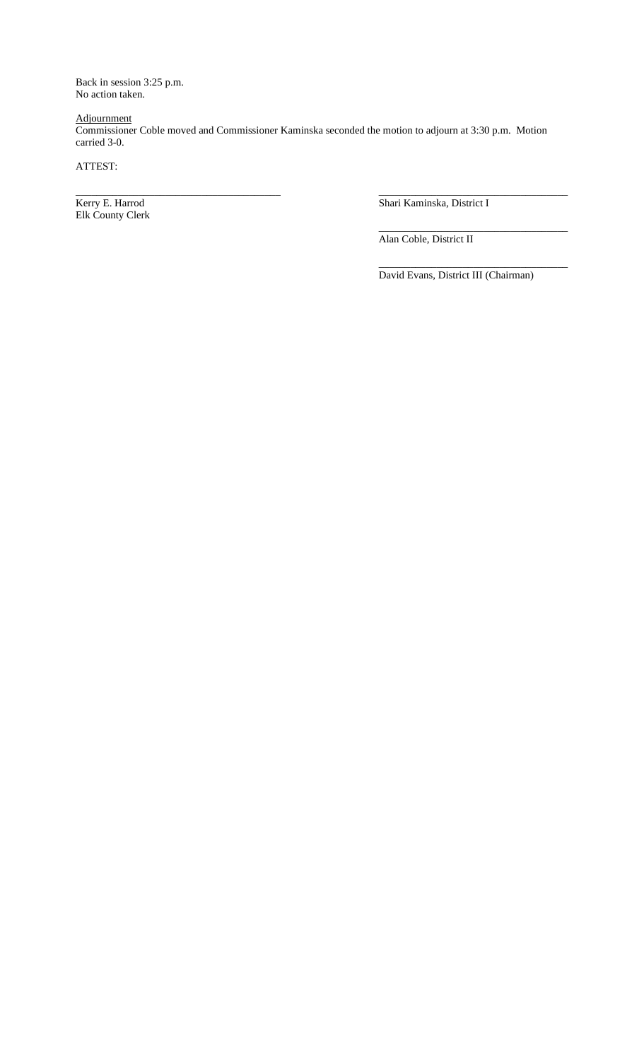Back in session 3:25 p.m.
No action taken.

Adjournment

Commissioner Coble moved and Commissioner Kaminska seconded the motion to adjourn at 3:30 p.m. Motion carried 3-0.

ATTEST:

\_\_\_\_\_\_\_\_\_\_\_\_\_\_\_\_\_\_\_\_\_\_\_\_\_\_\_\_\_\_\_\_\_\_\_\_\_\_
Kerry E. Harrod
Elk County Clerk

\_\_\_\_\_\_\_\_\_\_\_\_\_\_\_\_\_\_\_\_\_\_\_\_\_\_\_\_\_\_\_\_\_\_\_\_
Shari Kaminska, District I

\_\_\_\_\_\_\_\_\_\_\_\_\_\_\_\_\_\_\_\_\_\_\_\_\_\_\_\_\_\_\_\_\_\_\_\_
Alan Coble, District II

\_\_\_\_\_\_\_\_\_\_\_\_\_\_\_\_\_\_\_\_\_\_\_\_\_\_\_\_\_\_\_\_\_\_\_\_
David Evans, District III (Chairman)